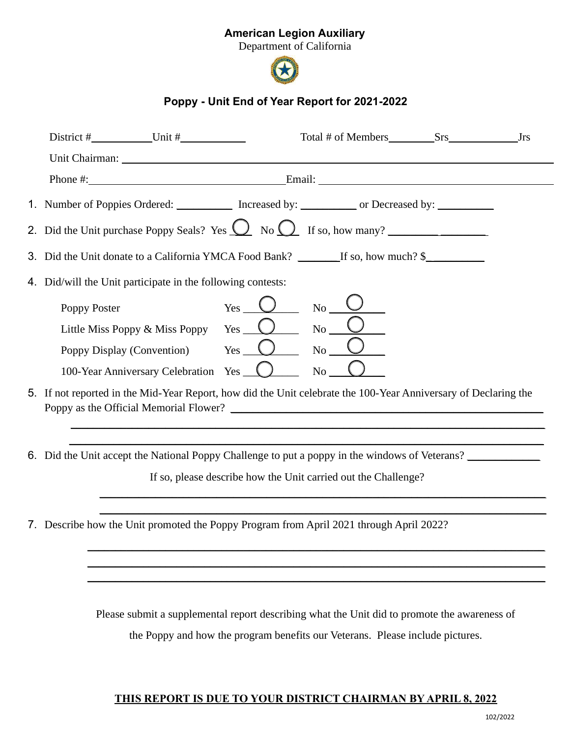**American Legion Auxiliary**

Department of California

## Poppy - Unit End of Year Report for 2021-2022

District #__________ Unit #__________ Total # of Members________ Srs__________ Jrs

Unit Chairman: ______________________________________________

Phone #: ______________________________ Email: ______________________________

1. Number of Poppies Ordered: __________ Increased by: __________ or Decreased by: __________
2. Did the Unit purchase Poppy Seals? Yes ◯ No ◯ If so, how many? __________
3. Did the Unit donate to a California YMCA Food Bank? _______ If so, how much? $__________
4. Did/will the Unit participate in the following contests:

| Contest | Yes | No |
| --- | --- | --- |
| Poppy Poster | ◯ | ◯ |
| Little Miss Poppy & Miss Poppy | ◯ | ◯ |
| Poppy Display (Convention) | ◯ | ◯ |
| 100-Year Anniversary Celebration | ◯ | ◯ |

5. If not reported in the Mid-Year Report, how did the Unit celebrate the 100-Year Anniversary of Declaring the Poppy as the Official Memorial Flower? ______________________________________________

______________________________________________

______________________________________________

6. Did the Unit accept the National Poppy Challenge to put a poppy in the windows of Veterans? __________

If so, please describe how the Unit carried out the Challenge?

______________________________________________

______________________________________________

7. Describe how the Unit promoted the Poppy Program from April 2021 through April 2022?

______________________________________________

______________________________________________

______________________________________________

Please submit a supplemental report describing what the Unit did to promote the awareness of the Poppy and how the program benefits our Veterans. Please include pictures.

**THIS REPORT IS DUE TO YOUR DISTRICT CHAIRMAN BY APRIL 8, 2022**

102/2022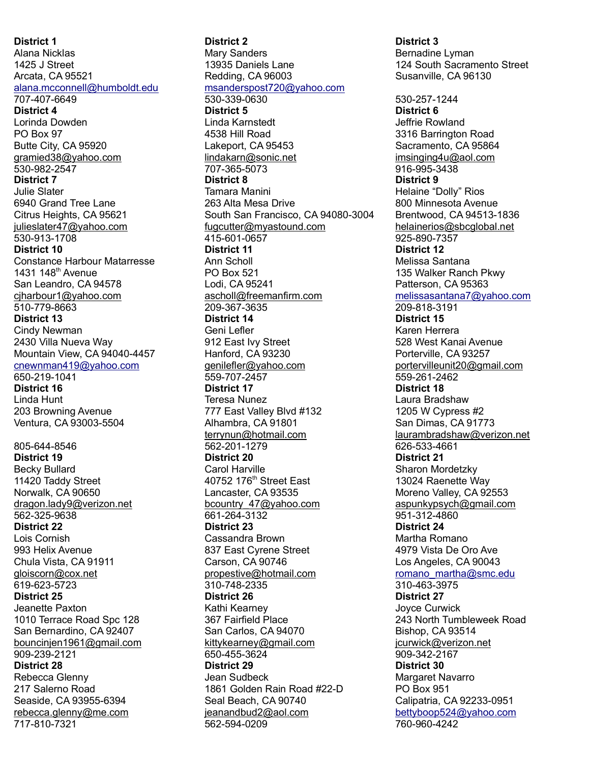**District 1**
Alana Nicklas
1425 J Street
Arcata, CA 95521
alana.mcconnell@humboldt.edu
707-407-6649

**District 2**
Mary Sanders
13935 Daniels Lane
Redding, CA 96003
msanderspost720@yahoo.com
530-339-0630

**District 3**
Bernadine Lyman
124 South Sacramento Street
Susanville, CA 96130

530-257-1244

**District 4**
Lorinda Dowden
PO Box 97
Butte City, CA 95920
gramied38@yahoo.com
530-982-2547

**District 5**
Linda Karnstedt
4538 Hill Road
Lakeport, CA 95453
lindakarn@sonic.net
707-365-5073

**District 6**
Jeffrie Rowland
3316 Barrington Road
Sacramento, CA 95864
imsinging4u@aol.com
916-995-3438

**District 7**
Julie Slater
6940 Grand Tree Lane
Citrus Heights, CA 95621
julieslater47@yahoo.com
530-913-1708

**District 8**
Tamara Manini
263 Alta Mesa Drive
South San Francisco, CA 94080-3004
fugcutter@myastound.com
415-601-0657

**District 9**
Helaine “Dolly” Rios
800 Minnesota Avenue
Brentwood, CA 94513-1836
helainerios@sbcglobal.net
925-890-7357

**District 10**
Constance Harbour Matarresse
1431 148th Avenue
San Leandro, CA 94578
cjharbour1@yahoo.com
510-779-8663

**District 11**
Ann Scholl
PO Box 521
Lodi, CA 95241
ascholl@freemanfirm.com
209-367-3635

**District 12**
Melissa Santana
135 Walker Ranch Pkwy
Patterson, CA 95363
melissasantana7@yahoo.com
209-818-3191

**District 13**
Cindy Newman
2430 Villa Nueva Way
Mountain View, CA 94040-4457
cnewnman419@yahoo.com
650-219-1041

**District 14**
Geni Lefler
912 East Ivy Street
Hanford, CA 93230
genilefler@yahoo.com
559-707-2457

**District 15**
Karen Herrera
528 West Kanai Avenue
Porterville, CA 93257
portervilleunit20@gmail.com
559-261-2462

**District 16**
Linda Hunt
203 Browning Avenue
Ventura, CA 93003-5504

805-644-8546

**District 17**
Teresa Nunez
777 East Valley Blvd #132
Alhambra, CA 91801
terrynun@hotmail.com
562-201-1279

**District 18**
Laura Bradshaw
1205 W Cypress #2
San Dimas, CA 91773
laurambradshaw@verizon.net
626-533-4661

**District 19**
Becky Bullard
11420 Taddy Street
Norwalk, CA 90650
dragon.lady9@verizon.net
562-325-9638

**District 20**
Carol Harville
40752 176th Street East
Lancaster, CA 93535
bcountry_47@yahoo.com
661-264-3132

**District 21**
Sharon Mordetzky
13024 Raenette Way
Moreno Valley, CA 92553
aspunkypsych@gmail.com
951-312-4860

**District 22**
Lois Cornish
993 Helix Avenue
Chula Vista, CA 91911
gloiscorn@cox.net
619-623-5723

**District 23**
Cassandra Brown
837 East Cyrene Street
Carson, CA 90746
propestive@hotmail.com
310-748-2335

**District 24**
Martha Romano
4979 Vista De Oro Ave
Los Angeles, CA 90043
romano_martha@smc.edu
310-463-3975

**District 25**
Jeanette Paxton
1010 Terrace Road Spc 128
San Bernardino, CA 92407
bouncinjen1961@gmail.com
909-239-2121

**District 26**
Kathi Kearney
367 Fairfield Place
San Carlos, CA 94070
kittykearney@gmail.com
650-455-3624

**District 27**
Joyce Curwick
243 North Tumbleweek Road
Bishop, CA 93514
jcurwick@verizon.net
909-342-2167

**District 28**
Rebecca Glenny
217 Salerno Road
Seaside, CA 93955-6394
rebecca.glenny@me.com
717-810-7321

**District 29**
Jean Sudbeck
1861 Golden Rain Road #22-D
Seal Beach, CA 90740
jeanandbud2@aol.com
562-594-0209

**District 30**
Margaret Navarro
PO Box 951
Calipatria, CA 92233-0951
bettyboop524@yahoo.com
760-960-4242